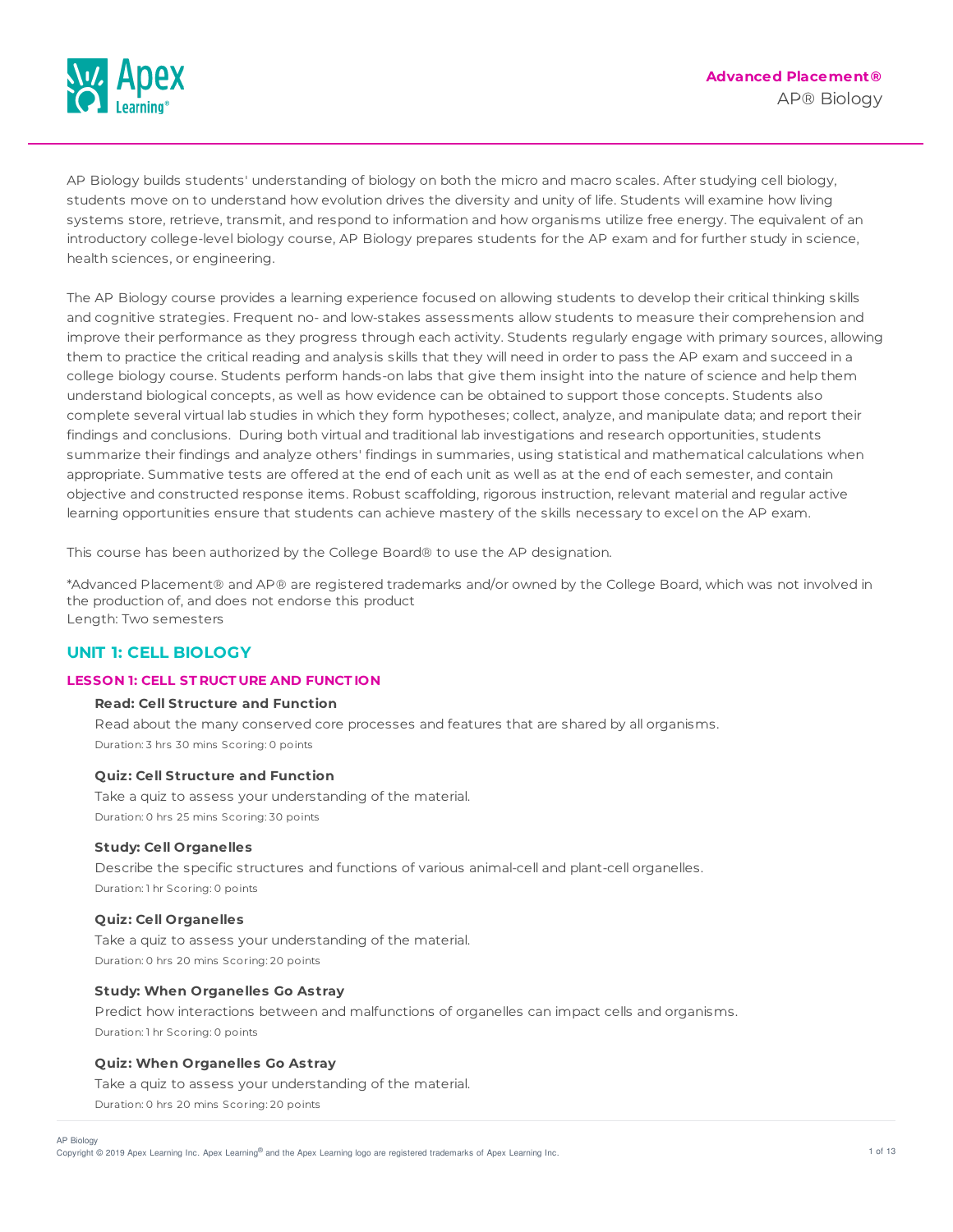**Advanced Placement®**

# AP® Biology

AP Biology builds students' understanding of biology on both the micro and macro scales. After studying cell biology, students move on to understand how evolution drives the diversity and unity of life. Students will examine how living systems store, retrieve, transmit, and respond to information and how organisms utilize free energy. The equivalent of an introductory college-level biology course, AP Biology prepares students for the AP exam and for further study in science, health sciences, or engineering.

The AP Biology course provides a learning experience focused on allowing students to develop their critical thinking skills and cognitive strategies. Frequent no- and low-stakes assessments allow students to measure their comprehension and improve their performance as they progress through each activity. Students regularly engage with primary sources, allowing them to practice the critical reading and analysis skills that they will need in order to pass the AP exam and succeed in a college biology course. Students perform hands-on labs that give them insight into the nature of science and help them understand biological concepts, as well as how evidence can be obtained to support those concepts. Students also complete several virtual lab studies in which they form hypotheses; collect, analyze, and manipulate data; and report their findings and conclusions. During both virtual and traditional lab investigations and research opportunities, students summarize their findings and analyze others' findings in summaries, using statistical and mathematical calculations when appropriate. Summative tests are offered at the end of each unit as well as at the end of each semester, and contain objective and constructed response items. Robust scaffolding, rigorous instruction, relevant material and regular active learning opportunities ensure that students can achieve mastery of the skills necessary to excel on the AP exam.

This course has been authorized by the College Board® to use the AP designation.

*Advanced Placement® and AP® are registered trademarks and/or owned by the College Board, which was not involved in the production of, and does not endorse this product
Length: Two semesters

## UNIT 1: CELL BIOLOGY

### LESSON 1: CELL STRUCTURE AND FUNCTION

**Read: Cell Structure and Function**

Read about the many conserved core processes and features that are shared by all organisms.

Duration: 3 hrs 30 mins Scoring: 0 points

**Quiz: Cell Structure and Function**

Take a quiz to assess your understanding of the material.

Duration: 0 hrs 25 mins Scoring: 30 points

**Study: Cell Organelles**

Describe the specific structures and functions of various animal-cell and plant-cell organelles.

Duration: 1 hr Scoring: 0 points

**Quiz: Cell Organelles**

Take a quiz to assess your understanding of the material.

Duration: 0 hrs 20 mins Scoring: 20 points

**Study: When Organelles Go Astray**

Predict how interactions between and malfunctions of organelles can impact cells and organisms.

Duration: 1 hr Scoring: 0 points

**Quiz: When Organelles Go Astray**

Take a quiz to assess your understanding of the material.

Duration: 0 hrs 20 mins Scoring: 20 points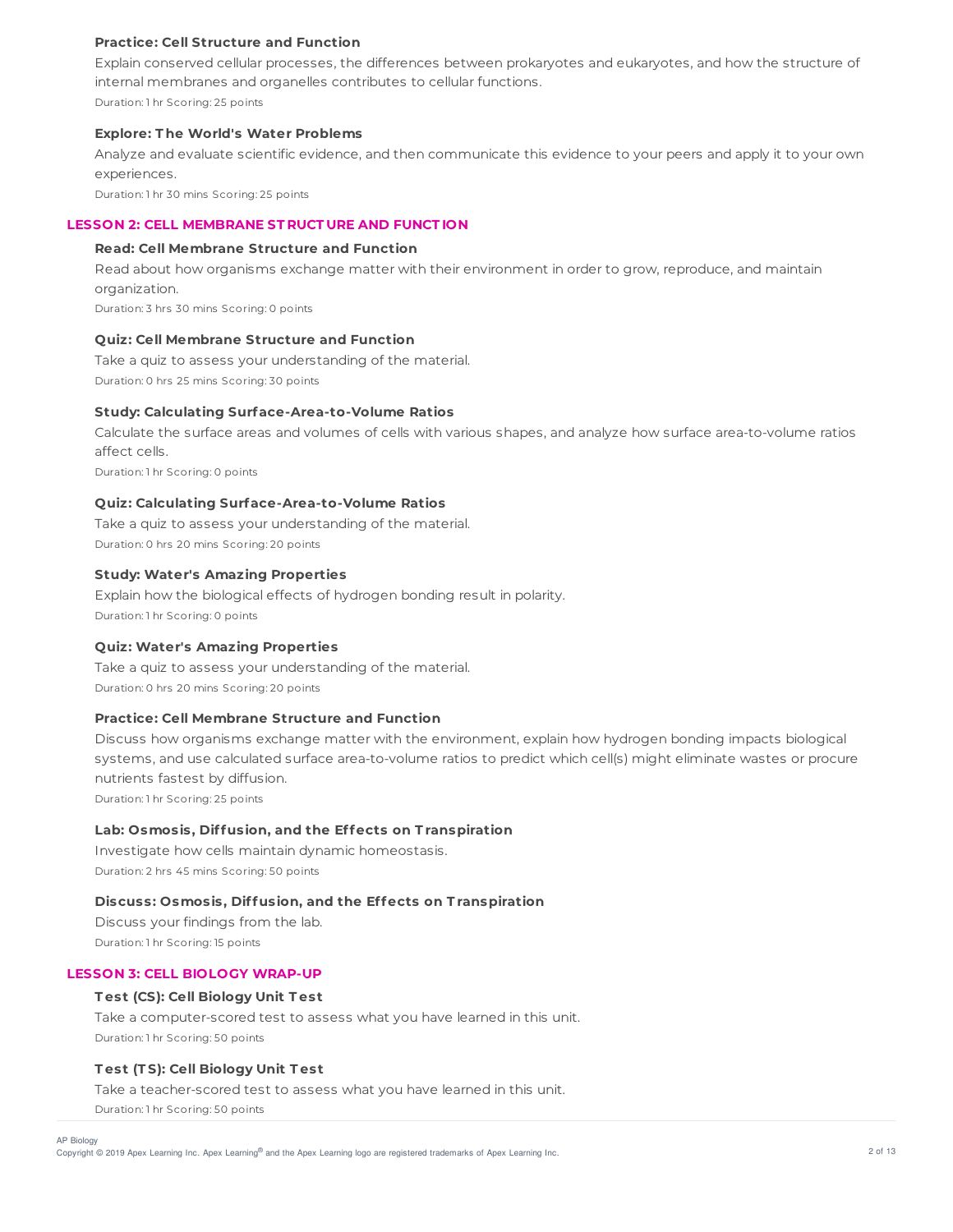#### Practice: Cell Structure and Function

Explain conserved cellular processes, the differences between prokaryotes and eukaryotes, and how the structure of internal membranes and organelles contributes to cellular functions.

Duration: 1 hr Scoring: 25 points

#### Explore: The World's Water Problems

Analyze and evaluate scientific evidence, and then communicate this evidence to your peers and apply it to your own experiences.

Duration: 1 hr 30 mins Scoring: 25 points

### LESSON 2: CELL MEMBRANE STRUCTURE AND FUNCTION

#### Read: Cell Membrane Structure and Function

Read about how organisms exchange matter with their environment in order to grow, reproduce, and maintain organization.

Duration: 3 hrs 30 mins Scoring: 0 points

#### Quiz: Cell Membrane Structure and Function

Take a quiz to assess your understanding of the material.

Duration: 0 hrs 25 mins Scoring: 30 points

#### Study: Calculating Surface-Area-to-Volume Ratios

Calculate the surface areas and volumes of cells with various shapes, and analyze how surface area-to-volume ratios affect cells.

Duration: 1 hr Scoring: 0 points

#### Quiz: Calculating Surface-Area-to-Volume Ratios

Take a quiz to assess your understanding of the material.

Duration: 0 hrs 20 mins Scoring: 20 points

#### Study: Water's Amazing Properties

Explain how the biological effects of hydrogen bonding result in polarity.

Duration: 1 hr Scoring: 0 points

#### Quiz: Water's Amazing Properties

Take a quiz to assess your understanding of the material.

Duration: 0 hrs 20 mins Scoring: 20 points

#### Practice: Cell Membrane Structure and Function

Discuss how organisms exchange matter with the environment, explain how hydrogen bonding impacts biological systems, and use calculated surface area-to-volume ratios to predict which cell(s) might eliminate wastes or procure nutrients fastest by diffusion.

Duration: 1 hr Scoring: 25 points

#### Lab: Osmosis, Diffusion, and the Effects on Transpiration

Investigate how cells maintain dynamic homeostasis.

Duration: 2 hrs 45 mins Scoring: 50 points

#### Discuss: Osmosis, Diffusion, and the Effects on Transpiration

Discuss your findings from the lab.

Duration: 1 hr Scoring: 15 points

### LESSON 3: CELL BIOLOGY WRAP-UP

#### Test (CS): Cell Biology Unit Test

Take a computer-scored test to assess what you have learned in this unit.

Duration: 1 hr Scoring: 50 points

#### Test (TS): Cell Biology Unit Test

Take a teacher-scored test to assess what you have learned in this unit.

Duration: 1 hr Scoring: 50 points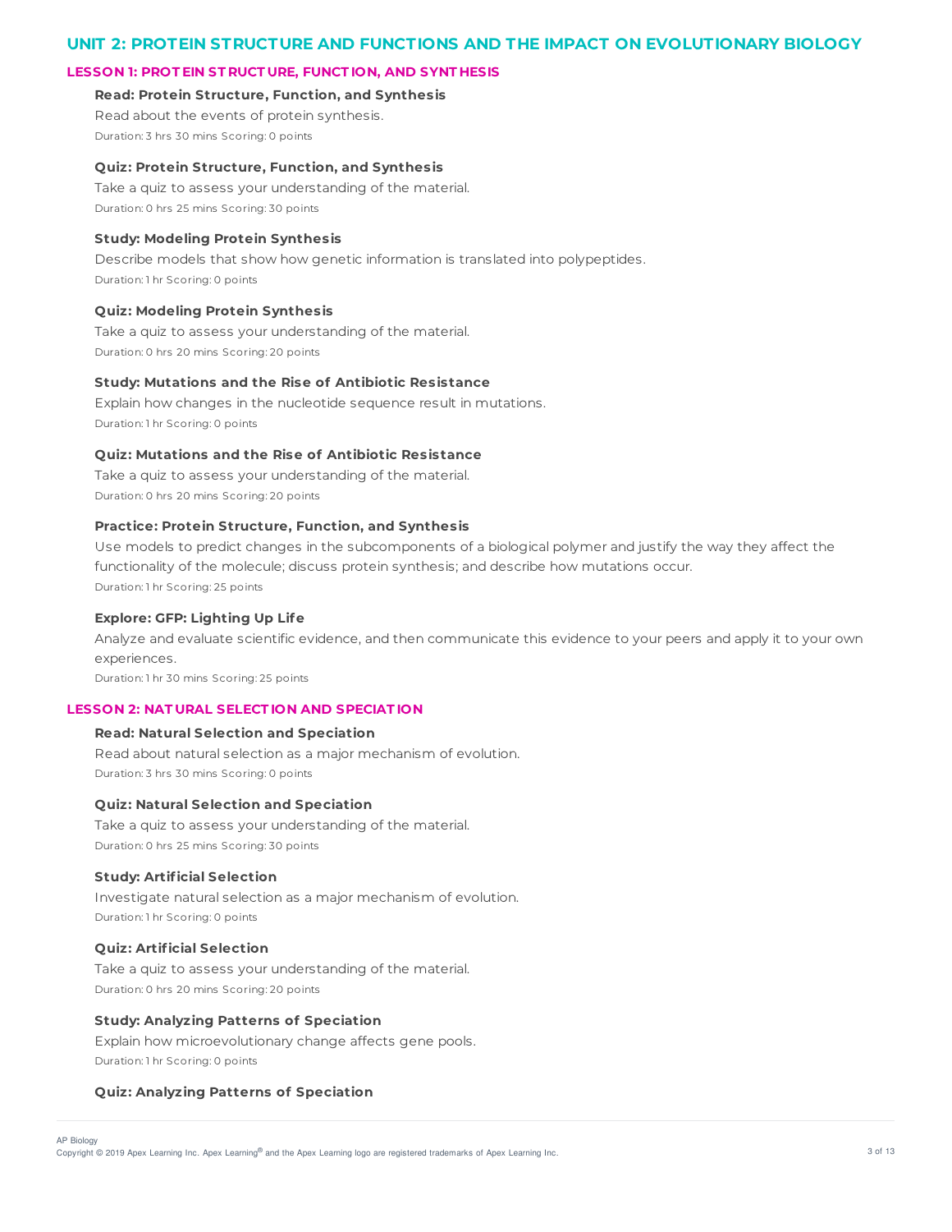## UNIT 2: PROTEIN STRUCTURE AND FUNCTIONS AND THE IMPACT ON EVOLUTIONARY BIOLOGY

### LESSON 1: PROTEIN STRUCTURE, FUNCTION, AND SYNTHESIS

**Read: Protein Structure, Function, and Synthesis**

Read about the events of protein synthesis.

Duration: 3 hrs 30 mins Scoring: 0 points

**Quiz: Protein Structure, Function, and Synthesis**

Take a quiz to assess your understanding of the material.

Duration: 0 hrs 25 mins Scoring: 30 points

**Study: Modeling Protein Synthesis**

Describe models that show how genetic information is translated into polypeptides.

Duration: 1 hr Scoring: 0 points

**Quiz: Modeling Protein Synthesis**

Take a quiz to assess your understanding of the material.

Duration: 0 hrs 20 mins Scoring: 20 points

**Study: Mutations and the Rise of Antibiotic Resistance**

Explain how changes in the nucleotide sequence result in mutations.

Duration: 1 hr Scoring: 0 points

**Quiz: Mutations and the Rise of Antibiotic Resistance**

Take a quiz to assess your understanding of the material.

Duration: 0 hrs 20 mins Scoring: 20 points

**Practice: Protein Structure, Function, and Synthesis**

Use models to predict changes in the subcomponents of a biological polymer and justify the way they affect the functionality of the molecule; discuss protein synthesis; and describe how mutations occur.

Duration: 1 hr Scoring: 25 points

**Explore: GFP: Lighting Up Life**

Analyze and evaluate scientific evidence, and then communicate this evidence to your peers and apply it to your own experiences.

Duration: 1 hr 30 mins Scoring: 25 points

### LESSON 2: NATURAL SELECTION AND SPECIATION

**Read: Natural Selection and Speciation**

Read about natural selection as a major mechanism of evolution.

Duration: 3 hrs 30 mins Scoring: 0 points

**Quiz: Natural Selection and Speciation**

Take a quiz to assess your understanding of the material.

Duration: 0 hrs 25 mins Scoring: 30 points

**Study: Artificial Selection**

Investigate natural selection as a major mechanism of evolution.

Duration: 1 hr Scoring: 0 points

**Quiz: Artificial Selection**

Take a quiz to assess your understanding of the material.

Duration: 0 hrs 20 mins Scoring: 20 points

**Study: Analyzing Patterns of Speciation**

Explain how microevolutionary change affects gene pools.

Duration: 1 hr Scoring: 0 points

**Quiz: Analyzing Patterns of Speciation**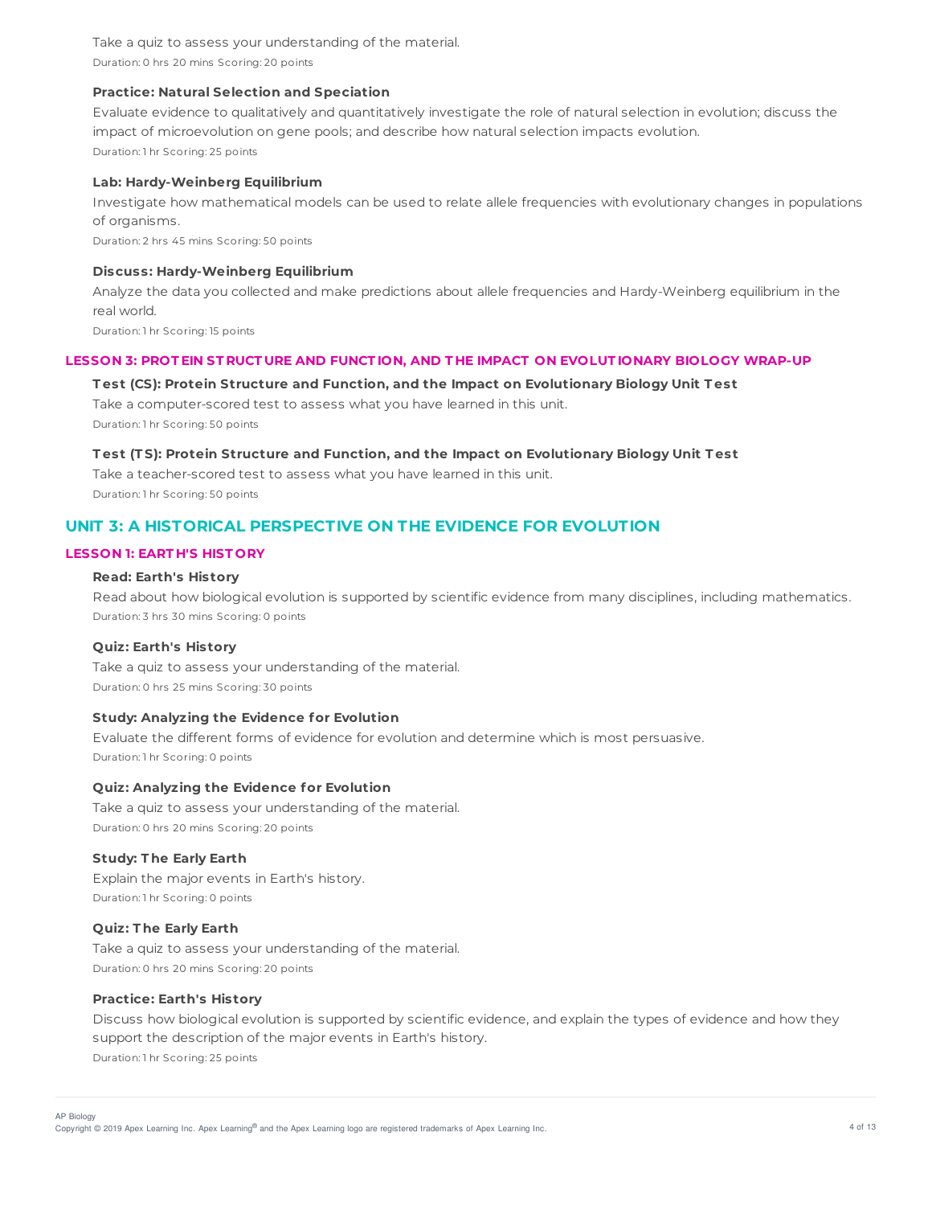Take a quiz to assess your understanding of the material.

Duration: 0 hrs 20 mins Scoring: 20 points

**Practice: Natural Selection and Speciation**

Evaluate evidence to qualitatively and quantitatively investigate the role of natural selection in evolution; discuss the impact of microevolution on gene pools; and describe how natural selection impacts evolution.

Duration: 1 hr Scoring: 25 points

**Lab: Hardy-Weinberg Equilibrium**

Investigate how mathematical models can be used to relate allele frequencies with evolutionary changes in populations of organisms.

Duration: 2 hrs 45 mins Scoring: 50 points

**Discuss: Hardy-Weinberg Equilibrium**

Analyze the data you collected and make predictions about allele frequencies and Hardy-Weinberg equilibrium in the real world.

Duration: 1 hr Scoring: 15 points

### LESSON 3: PROTEIN STRUCTURE AND FUNCTION, AND THE IMPACT ON EVOLUTIONARY BIOLOGY WRAP-UP

**Test (CS): Protein Structure and Function, and the Impact on Evolutionary Biology Unit Test**

Take a computer-scored test to assess what you have learned in this unit.

Duration: 1 hr Scoring: 50 points

**Test (TS): Protein Structure and Function, and the Impact on Evolutionary Biology Unit Test**

Take a teacher-scored test to assess what you have learned in this unit.

Duration: 1 hr Scoring: 50 points

## UNIT 3: A HISTORICAL PERSPECTIVE ON THE EVIDENCE FOR EVOLUTION

### LESSON 1: EARTH'S HISTORY

**Read: Earth's History**

Read about how biological evolution is supported by scientific evidence from many disciplines, including mathematics.

Duration: 3 hrs 30 mins Scoring: 0 points

**Quiz: Earth's History**

Take a quiz to assess your understanding of the material.

Duration: 0 hrs 25 mins Scoring: 30 points

**Study: Analyzing the Evidence for Evolution**

Evaluate the different forms of evidence for evolution and determine which is most persuasive.

Duration: 1 hr Scoring: 0 points

**Quiz: Analyzing the Evidence for Evolution**

Take a quiz to assess your understanding of the material.

Duration: 0 hrs 20 mins Scoring: 20 points

**Study: The Early Earth**

Explain the major events in Earth's history.

Duration: 1 hr Scoring: 0 points

**Quiz: The Early Earth**

Take a quiz to assess your understanding of the material.

Duration: 0 hrs 20 mins Scoring: 20 points

**Practice: Earth's History**

Discuss how biological evolution is supported by scientific evidence, and explain the types of evidence and how they support the description of the major events in Earth's history.

Duration: 1 hr Scoring: 25 points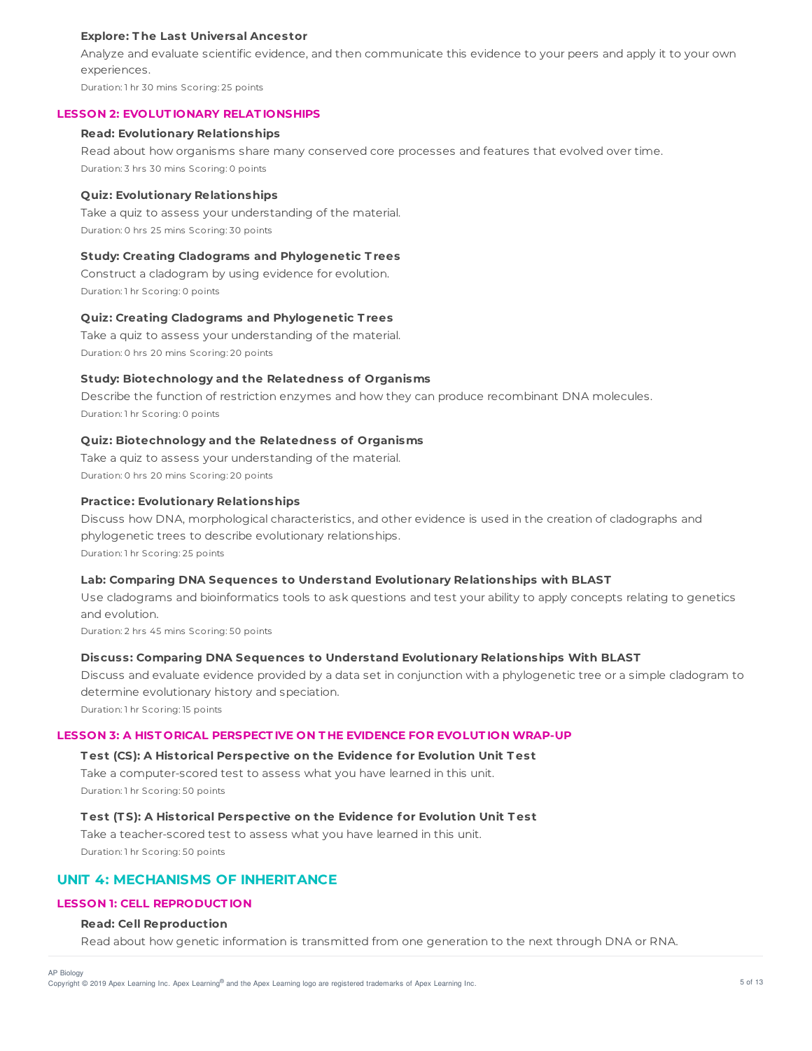#### Explore: The Last Universal Ancestor

Analyze and evaluate scientific evidence, and then communicate this evidence to your peers and apply it to your own experiences.

Duration: 1 hr 30 mins Scoring: 25 points

### LESSON 2: EVOLUTIONARY RELATIONSHIPS

#### Read: Evolutionary Relationships

Read about how organisms share many conserved core processes and features that evolved over time.

Duration: 3 hrs 30 mins Scoring: 0 points

#### Quiz: Evolutionary Relationships

Take a quiz to assess your understanding of the material.

Duration: 0 hrs 25 mins Scoring: 30 points

#### Study: Creating Cladograms and Phylogenetic Trees

Construct a cladogram by using evidence for evolution.

Duration: 1 hr Scoring: 0 points

#### Quiz: Creating Cladograms and Phylogenetic Trees

Take a quiz to assess your understanding of the material.

Duration: 0 hrs 20 mins Scoring: 20 points

#### Study: Biotechnology and the Relatedness of Organisms

Describe the function of restriction enzymes and how they can produce recombinant DNA molecules.

Duration: 1 hr Scoring: 0 points

#### Quiz: Biotechnology and the Relatedness of Organisms

Take a quiz to assess your understanding of the material.

Duration: 0 hrs 20 mins Scoring: 20 points

#### Practice: Evolutionary Relationships

Discuss how DNA, morphological characteristics, and other evidence is used in the creation of cladographs and phylogenetic trees to describe evolutionary relationships.

Duration: 1 hr Scoring: 25 points

#### Lab: Comparing DNA Sequences to Understand Evolutionary Relationships with BLAST

Use cladograms and bioinformatics tools to ask questions and test your ability to apply concepts relating to genetics and evolution.

Duration: 2 hrs 45 mins Scoring: 50 points

#### Discuss: Comparing DNA Sequences to Understand Evolutionary Relationships With BLAST

Discuss and evaluate evidence provided by a data set in conjunction with a phylogenetic tree or a simple cladogram to determine evolutionary history and speciation.

Duration: 1 hr Scoring: 15 points

### LESSON 3: A HISTORICAL PERSPECTIVE ON THE EVIDENCE FOR EVOLUTION WRAP-UP

#### Test (CS): A Historical Perspective on the Evidence for Evolution Unit Test

Take a computer-scored test to assess what you have learned in this unit.

Duration: 1 hr Scoring: 50 points

#### Test (TS): A Historical Perspective on the Evidence for Evolution Unit Test

Take a teacher-scored test to assess what you have learned in this unit.

Duration: 1 hr Scoring: 50 points

## UNIT 4: MECHANISMS OF INHERITANCE

### LESSON 1: CELL REPRODUCTION

#### Read: Cell Reproduction

Read about how genetic information is transmitted from one generation to the next through DNA or RNA.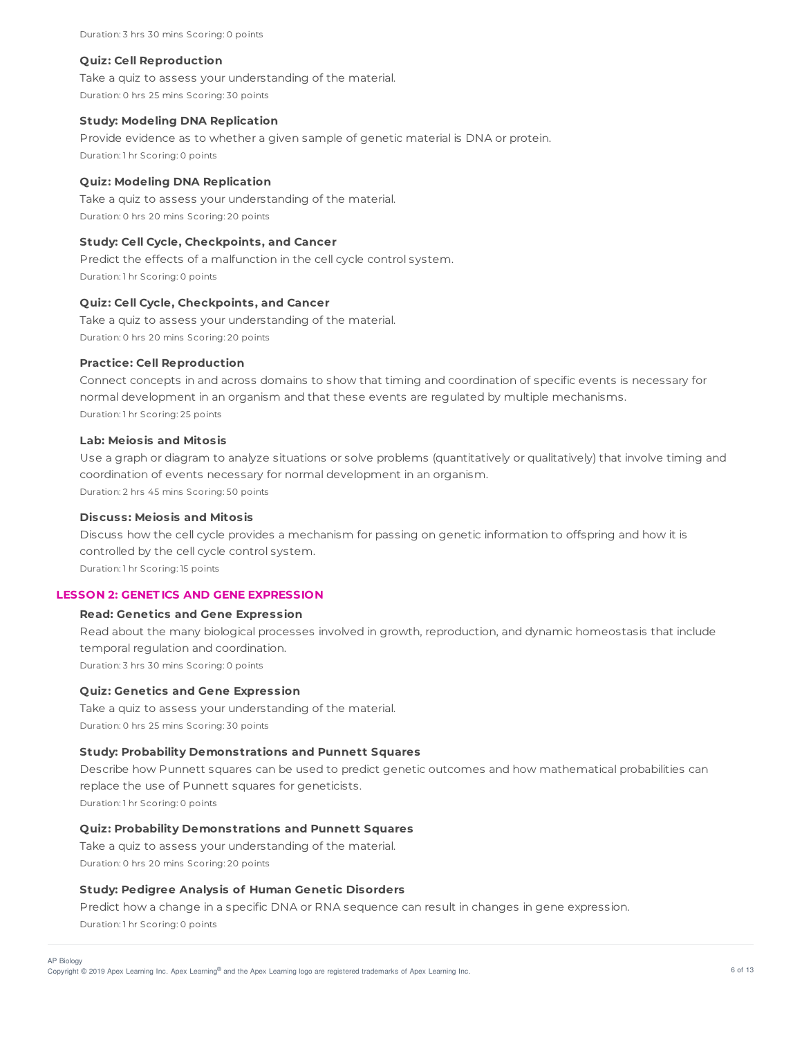Duration: 3 hrs 30 mins Scoring: 0 points

**Quiz: Cell Reproduction**

Take a quiz to assess your understanding of the material.

Duration: 0 hrs 25 mins Scoring: 30 points

**Study: Modeling DNA Replication**

Provide evidence as to whether a given sample of genetic material is DNA or protein.

Duration: 1 hr Scoring: 0 points

**Quiz: Modeling DNA Replication**

Take a quiz to assess your understanding of the material.

Duration: 0 hrs 20 mins Scoring: 20 points

**Study: Cell Cycle, Checkpoints, and Cancer**

Predict the effects of a malfunction in the cell cycle control system.

Duration: 1 hr Scoring: 0 points

**Quiz: Cell Cycle, Checkpoints, and Cancer**

Take a quiz to assess your understanding of the material.

Duration: 0 hrs 20 mins Scoring: 20 points

**Practice: Cell Reproduction**

Connect concepts in and across domains to show that timing and coordination of specific events is necessary for normal development in an organism and that these events are regulated by multiple mechanisms.

Duration: 1 hr Scoring: 25 points

**Lab: Meiosis and Mitosis**

Use a graph or diagram to analyze situations or solve problems (quantitatively or qualitatively) that involve timing and coordination of events necessary for normal development in an organism.

Duration: 2 hrs 45 mins Scoring: 50 points

**Discuss: Meiosis and Mitosis**

Discuss how the cell cycle provides a mechanism for passing on genetic information to offspring and how it is controlled by the cell cycle control system.

Duration: 1 hr Scoring: 15 points

## LESSON 2: GENETICS AND GENE EXPRESSION

**Read: Genetics and Gene Expression**

Read about the many biological processes involved in growth, reproduction, and dynamic homeostasis that include temporal regulation and coordination.

Duration: 3 hrs 30 mins Scoring: 0 points

**Quiz: Genetics and Gene Expression**

Take a quiz to assess your understanding of the material.

Duration: 0 hrs 25 mins Scoring: 30 points

**Study: Probability Demonstrations and Punnett Squares**

Describe how Punnett squares can be used to predict genetic outcomes and how mathematical probabilities can replace the use of Punnett squares for geneticists.

Duration: 1 hr Scoring: 0 points

**Quiz: Probability Demonstrations and Punnett Squares**

Take a quiz to assess your understanding of the material.

Duration: 0 hrs 20 mins Scoring: 20 points

**Study: Pedigree Analysis of Human Genetic Disorders**

Predict how a change in a specific DNA or RNA sequence can result in changes in gene expression.

Duration: 1 hr Scoring: 0 points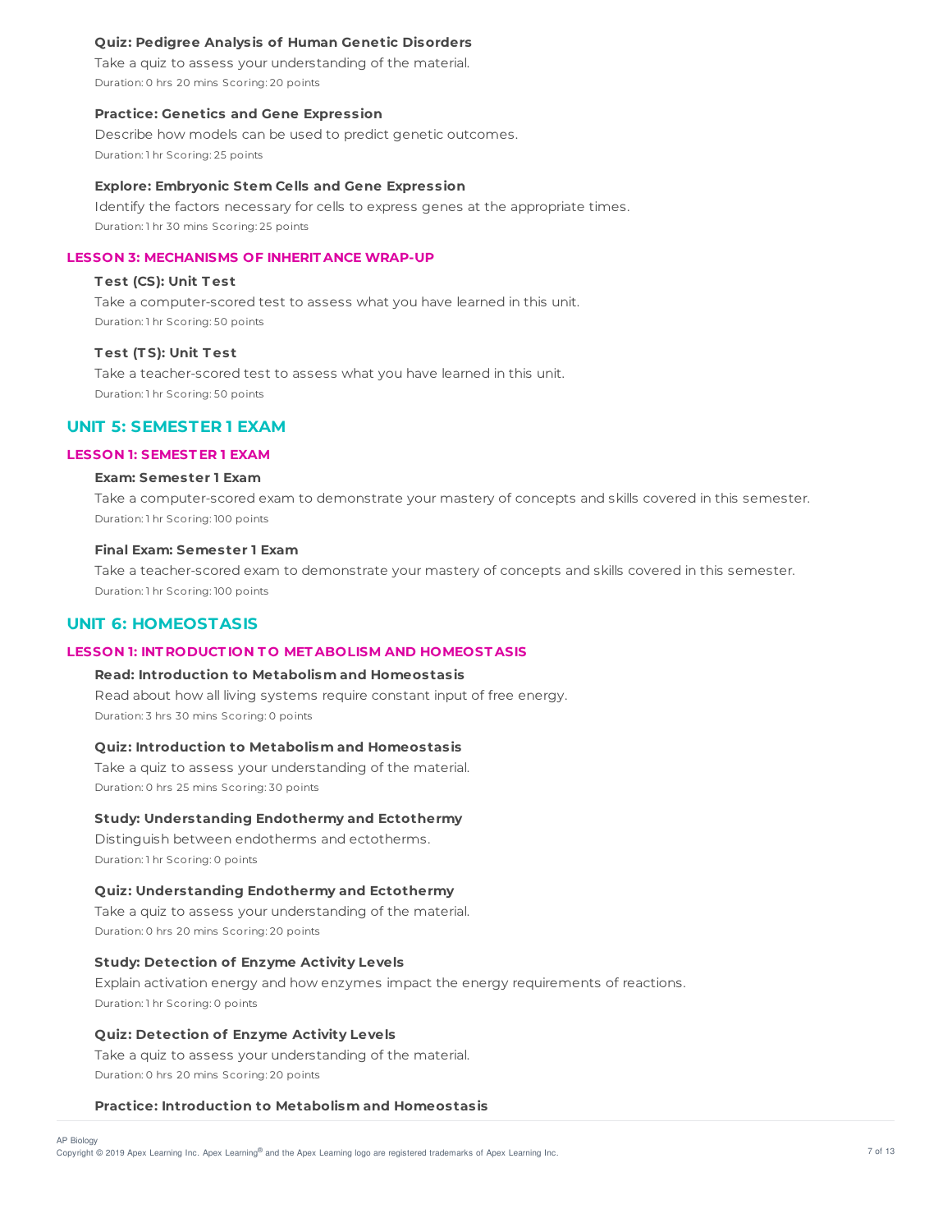#### Quiz: Pedigree Analysis of Human Genetic Disorders

Take a quiz to assess your understanding of the material.

Duration: 0 hrs 20 mins Scoring: 20 points

#### Practice: Genetics and Gene Expression

Describe how models can be used to predict genetic outcomes.

Duration: 1 hr Scoring: 25 points

#### Explore: Embryonic Stem Cells and Gene Expression

Identify the factors necessary for cells to express genes at the appropriate times.

Duration: 1 hr 30 mins Scoring: 25 points

### LESSON 3: MECHANISMS OF INHERITANCE WRAP-UP

#### Test (CS): Unit Test

Take a computer-scored test to assess what you have learned in this unit.

Duration: 1 hr Scoring: 50 points

#### Test (TS): Unit Test

Take a teacher-scored test to assess what you have learned in this unit.

Duration: 1 hr Scoring: 50 points

## UNIT 5: SEMESTER 1 EXAM

### LESSON 1: SEMESTER 1 EXAM

#### Exam: Semester 1 Exam

Take a computer-scored exam to demonstrate your mastery of concepts and skills covered in this semester.

Duration: 1 hr Scoring: 100 points

#### Final Exam: Semester 1 Exam

Take a teacher-scored exam to demonstrate your mastery of concepts and skills covered in this semester.

Duration: 1 hr Scoring: 100 points

## UNIT 6: HOMEOSTASIS

### LESSON 1: INTRODUCTION TO METABOLISM AND HOMEOSTASIS

#### Read: Introduction to Metabolism and Homeostasis

Read about how all living systems require constant input of free energy.

Duration: 3 hrs 30 mins Scoring: 0 points

#### Quiz: Introduction to Metabolism and Homeostasis

Take a quiz to assess your understanding of the material.

Duration: 0 hrs 25 mins Scoring: 30 points

#### Study: Understanding Endothermy and Ectothermy

Distinguish between endotherms and ectotherms.

Duration: 1 hr Scoring: 0 points

#### Quiz: Understanding Endothermy and Ectothermy

Take a quiz to assess your understanding of the material.

Duration: 0 hrs 20 mins Scoring: 20 points

#### Study: Detection of Enzyme Activity Levels

Explain activation energy and how enzymes impact the energy requirements of reactions.

Duration: 1 hr Scoring: 0 points

#### Quiz: Detection of Enzyme Activity Levels

Take a quiz to assess your understanding of the material.

Duration: 0 hrs 20 mins Scoring: 20 points

#### Practice: Introduction to Metabolism and Homeostasis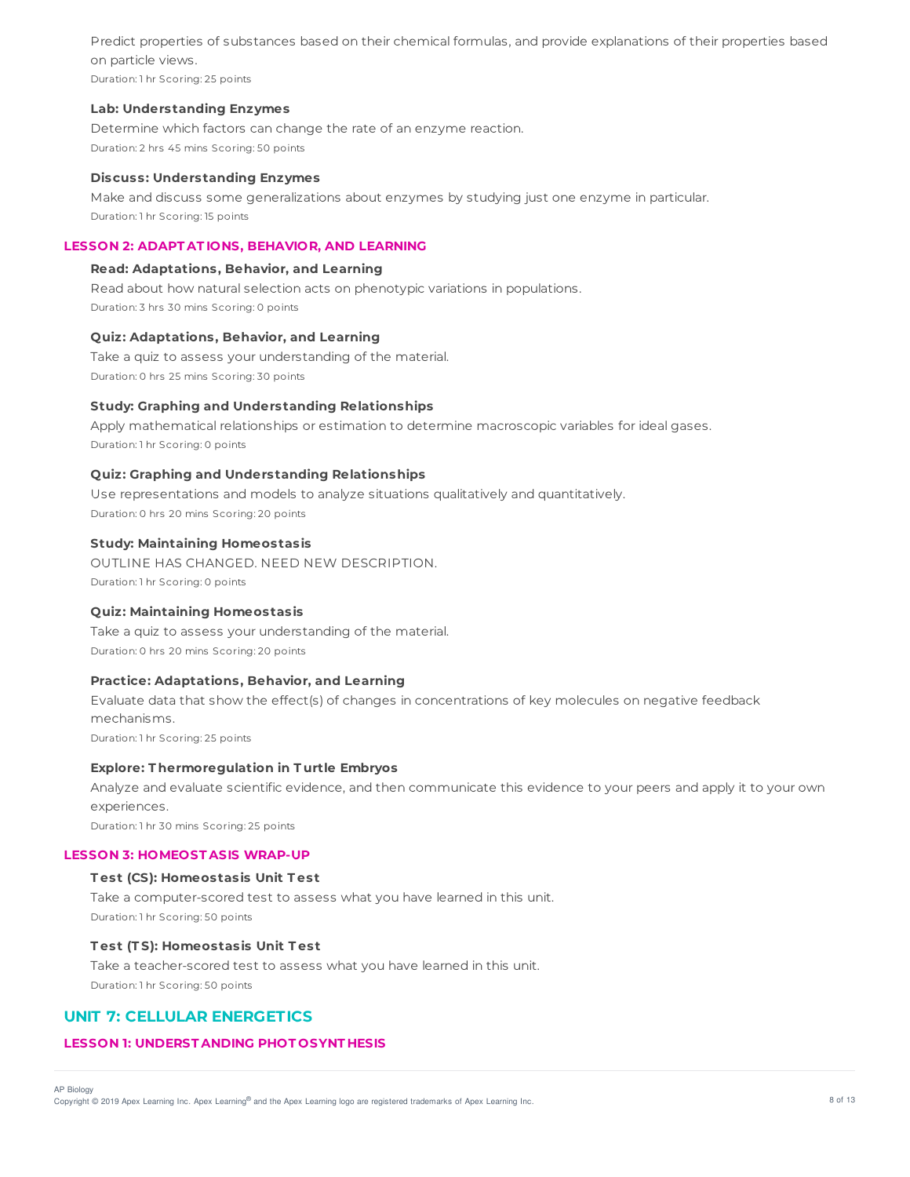Predict properties of substances based on their chemical formulas, and provide explanations of their properties based on particle views.

Duration: 1 hr Scoring: 25 points

**Lab: Understanding Enzymes**

Determine which factors can change the rate of an enzyme reaction.

Duration: 2 hrs 45 mins Scoring: 50 points

**Discuss: Understanding Enzymes**

Make and discuss some generalizations about enzymes by studying just one enzyme in particular.

Duration: 1 hr Scoring: 15 points

### LESSON 2: ADAPTATIONS, BEHAVIOR, AND LEARNING

**Read: Adaptations, Behavior, and Learning**

Read about how natural selection acts on phenotypic variations in populations.

Duration: 3 hrs 30 mins Scoring: 0 points

**Quiz: Adaptations, Behavior, and Learning**

Take a quiz to assess your understanding of the material.

Duration: 0 hrs 25 mins Scoring: 30 points

**Study: Graphing and Understanding Relationships**

Apply mathematical relationships or estimation to determine macroscopic variables for ideal gases.

Duration: 1 hr Scoring: 0 points

**Quiz: Graphing and Understanding Relationships**

Use representations and models to analyze situations qualitatively and quantitatively.

Duration: 0 hrs 20 mins Scoring: 20 points

**Study: Maintaining Homeostasis**

OUTLINE HAS CHANGED. NEED NEW DESCRIPTION.

Duration: 1 hr Scoring: 0 points

**Quiz: Maintaining Homeostasis**

Take a quiz to assess your understanding of the material.

Duration: 0 hrs 20 mins Scoring: 20 points

**Practice: Adaptations, Behavior, and Learning**

Evaluate data that show the effect(s) of changes in concentrations of key molecules on negative feedback mechanisms.

Duration: 1 hr Scoring: 25 points

**Explore: Thermoregulation in Turtle Embryos**

Analyze and evaluate scientific evidence, and then communicate this evidence to your peers and apply it to your own experiences.

Duration: 1 hr 30 mins Scoring: 25 points

### LESSON 3: HOMEOSTASIS WRAP-UP

**Test (CS): Homeostasis Unit Test**

Take a computer-scored test to assess what you have learned in this unit.

Duration: 1 hr Scoring: 50 points

**Test (TS): Homeostasis Unit Test**

Take a teacher-scored test to assess what you have learned in this unit.

Duration: 1 hr Scoring: 50 points

## UNIT 7: CELLULAR ENERGETICS

### LESSON 1: UNDERSTANDING PHOTOSYNTHESIS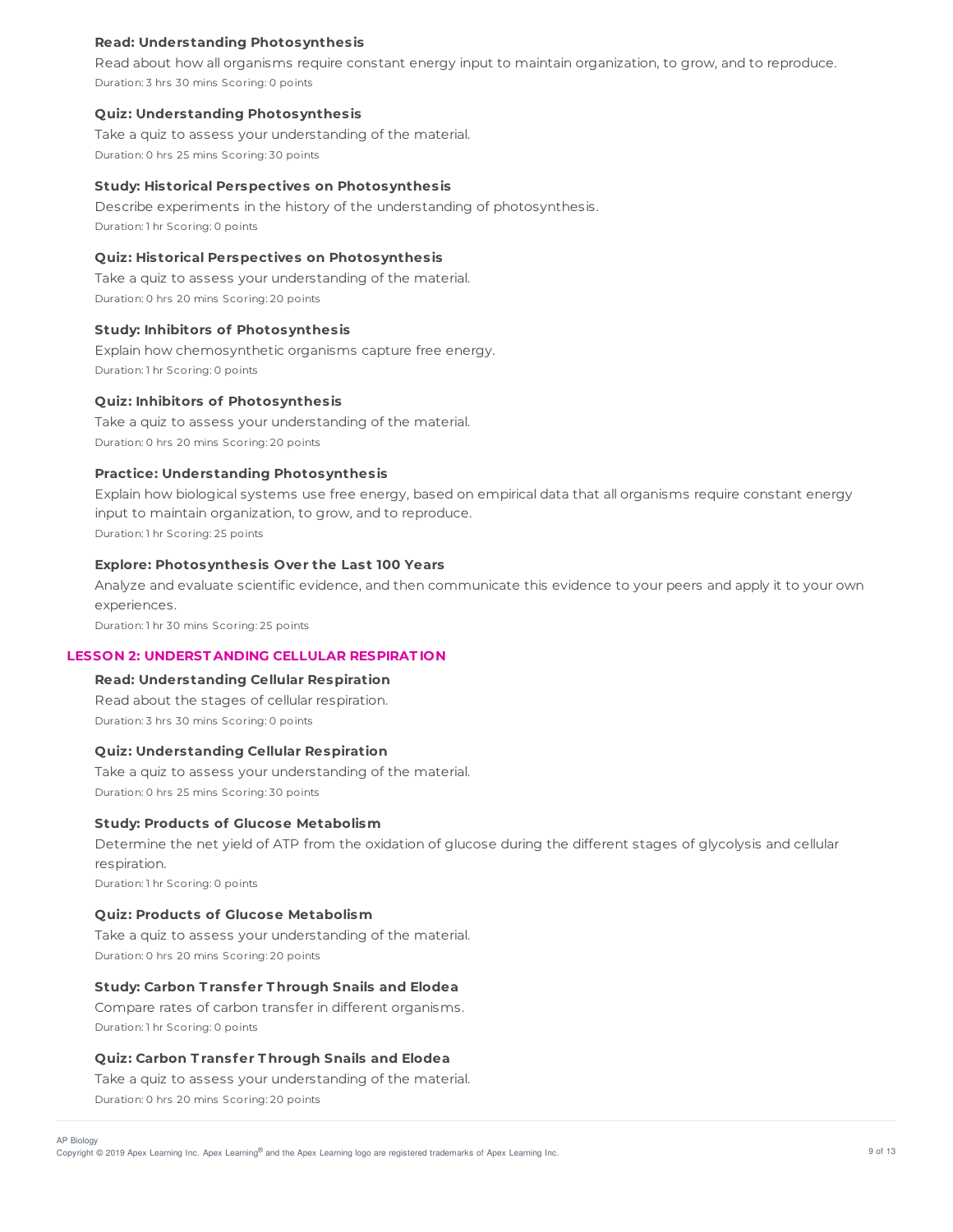**Read: Understanding Photosynthesis**

Read about how all organisms require constant energy input to maintain organization, to grow, and to reproduce.

Duration: 3 hrs 30 mins Scoring: 0 points

**Quiz: Understanding Photosynthesis**

Take a quiz to assess your understanding of the material.

Duration: 0 hrs 25 mins Scoring: 30 points

**Study: Historical Perspectives on Photosynthesis**

Describe experiments in the history of the understanding of photosynthesis.

Duration: 1 hr Scoring: 0 points

**Quiz: Historical Perspectives on Photosynthesis**

Take a quiz to assess your understanding of the material.

Duration: 0 hrs 20 mins Scoring: 20 points

**Study: Inhibitors of Photosynthesis**

Explain how chemosynthetic organisms capture free energy.

Duration: 1 hr Scoring: 0 points

**Quiz: Inhibitors of Photosynthesis**

Take a quiz to assess your understanding of the material.

Duration: 0 hrs 20 mins Scoring: 20 points

**Practice: Understanding Photosynthesis**

Explain how biological systems use free energy, based on empirical data that all organisms require constant energy input to maintain organization, to grow, and to reproduce.

Duration: 1 hr Scoring: 25 points

**Explore: Photosynthesis Over the Last 100 Years**

Analyze and evaluate scientific evidence, and then communicate this evidence to your peers and apply it to your own experiences.

Duration: 1 hr 30 mins Scoring: 25 points

## LESSON 2: UNDERSTANDING CELLULAR RESPIRATION

**Read: Understanding Cellular Respiration**

Read about the stages of cellular respiration.

Duration: 3 hrs 30 mins Scoring: 0 points

**Quiz: Understanding Cellular Respiration**

Take a quiz to assess your understanding of the material.

Duration: 0 hrs 25 mins Scoring: 30 points

**Study: Products of Glucose Metabolism**

Determine the net yield of ATP from the oxidation of glucose during the different stages of glycolysis and cellular respiration.

Duration: 1 hr Scoring: 0 points

**Quiz: Products of Glucose Metabolism**

Take a quiz to assess your understanding of the material.

Duration: 0 hrs 20 mins Scoring: 20 points

**Study: Carbon Transfer Through Snails and Elodea**

Compare rates of carbon transfer in different organisms.

Duration: 1 hr Scoring: 0 points

**Quiz: Carbon Transfer Through Snails and Elodea**

Take a quiz to assess your understanding of the material.

Duration: 0 hrs 20 mins Scoring: 20 points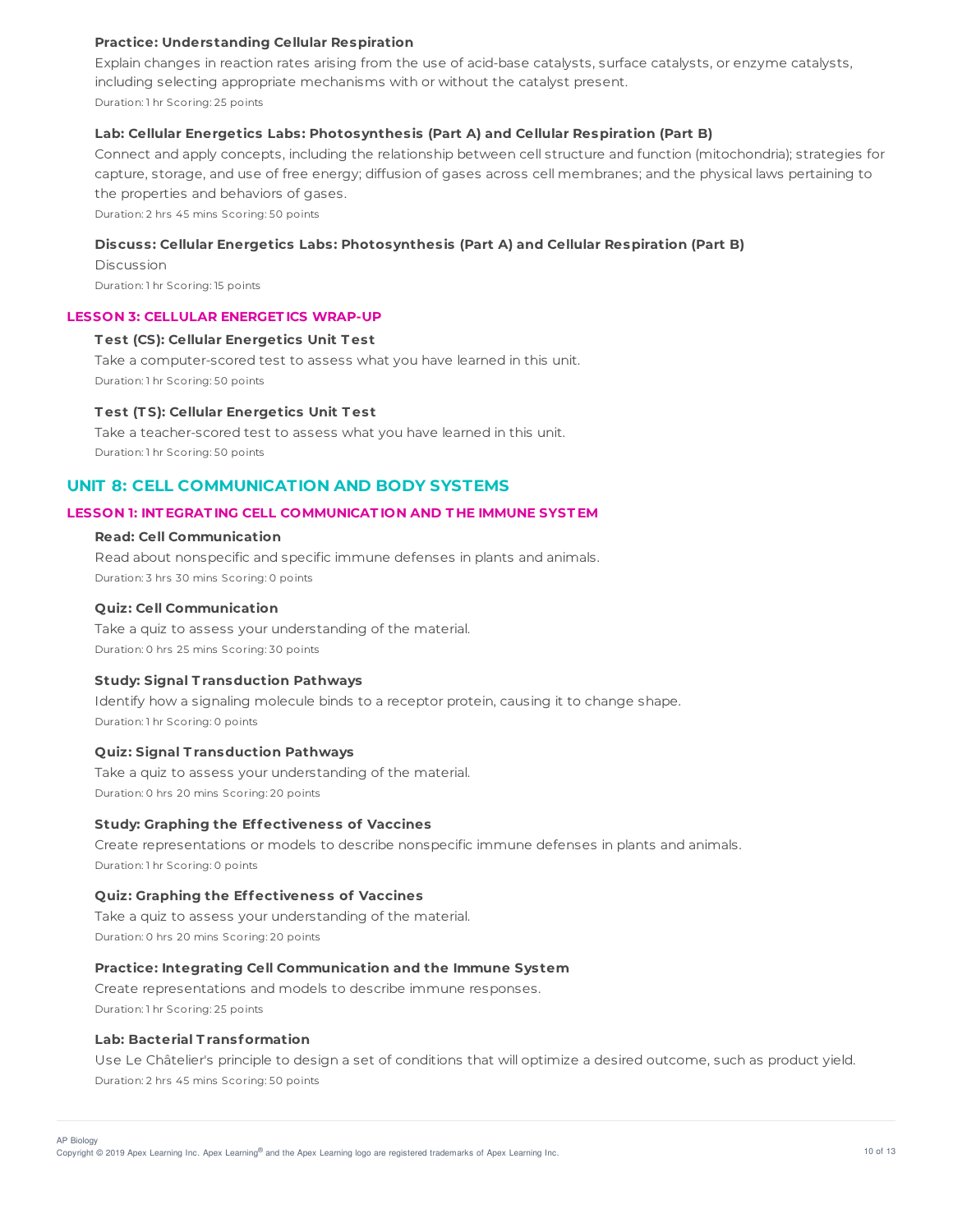**Practice: Understanding Cellular Respiration**

Explain changes in reaction rates arising from the use of acid-base catalysts, surface catalysts, or enzyme catalysts, including selecting appropriate mechanisms with or without the catalyst present.

Duration: 1 hr Scoring: 25 points

**Lab: Cellular Energetics Labs: Photosynthesis (Part A) and Cellular Respiration (Part B)**

Connect and apply concepts, including the relationship between cell structure and function (mitochondria); strategies for capture, storage, and use of free energy; diffusion of gases across cell membranes; and the physical laws pertaining to the properties and behaviors of gases.

Duration: 2 hrs 45 mins Scoring: 50 points

**Discuss: Cellular Energetics Labs: Photosynthesis (Part A) and Cellular Respiration (Part B)**

Discussion

Duration: 1 hr Scoring: 15 points

### LESSON 3: CELLULAR ENERGETICS WRAP-UP

**Test (CS): Cellular Energetics Unit Test**

Take a computer-scored test to assess what you have learned in this unit.

Duration: 1 hr Scoring: 50 points

**Test (TS): Cellular Energetics Unit Test**

Take a teacher-scored test to assess what you have learned in this unit.

Duration: 1 hr Scoring: 50 points

## UNIT 8: CELL COMMUNICATION AND BODY SYSTEMS

### LESSON 1: INTEGRATING CELL COMMUNICATION AND THE IMMUNE SYSTEM

**Read: Cell Communication**

Read about nonspecific and specific immune defenses in plants and animals.

Duration: 3 hrs 30 mins Scoring: 0 points

**Quiz: Cell Communication**

Take a quiz to assess your understanding of the material.

Duration: 0 hrs 25 mins Scoring: 30 points

**Study: Signal Transduction Pathways**

Identify how a signaling molecule binds to a receptor protein, causing it to change shape.

Duration: 1 hr Scoring: 0 points

**Quiz: Signal Transduction Pathways**

Take a quiz to assess your understanding of the material.

Duration: 0 hrs 20 mins Scoring: 20 points

**Study: Graphing the Effectiveness of Vaccines**

Create representations or models to describe nonspecific immune defenses in plants and animals.

Duration: 1 hr Scoring: 0 points

**Quiz: Graphing the Effectiveness of Vaccines**

Take a quiz to assess your understanding of the material.

Duration: 0 hrs 20 mins Scoring: 20 points

**Practice: Integrating Cell Communication and the Immune System**

Create representations and models to describe immune responses.

Duration: 1 hr Scoring: 25 points

**Lab: Bacterial Transformation**

Use Le Châtelier's principle to design a set of conditions that will optimize a desired outcome, such as product yield.

Duration: 2 hrs 45 mins Scoring: 50 points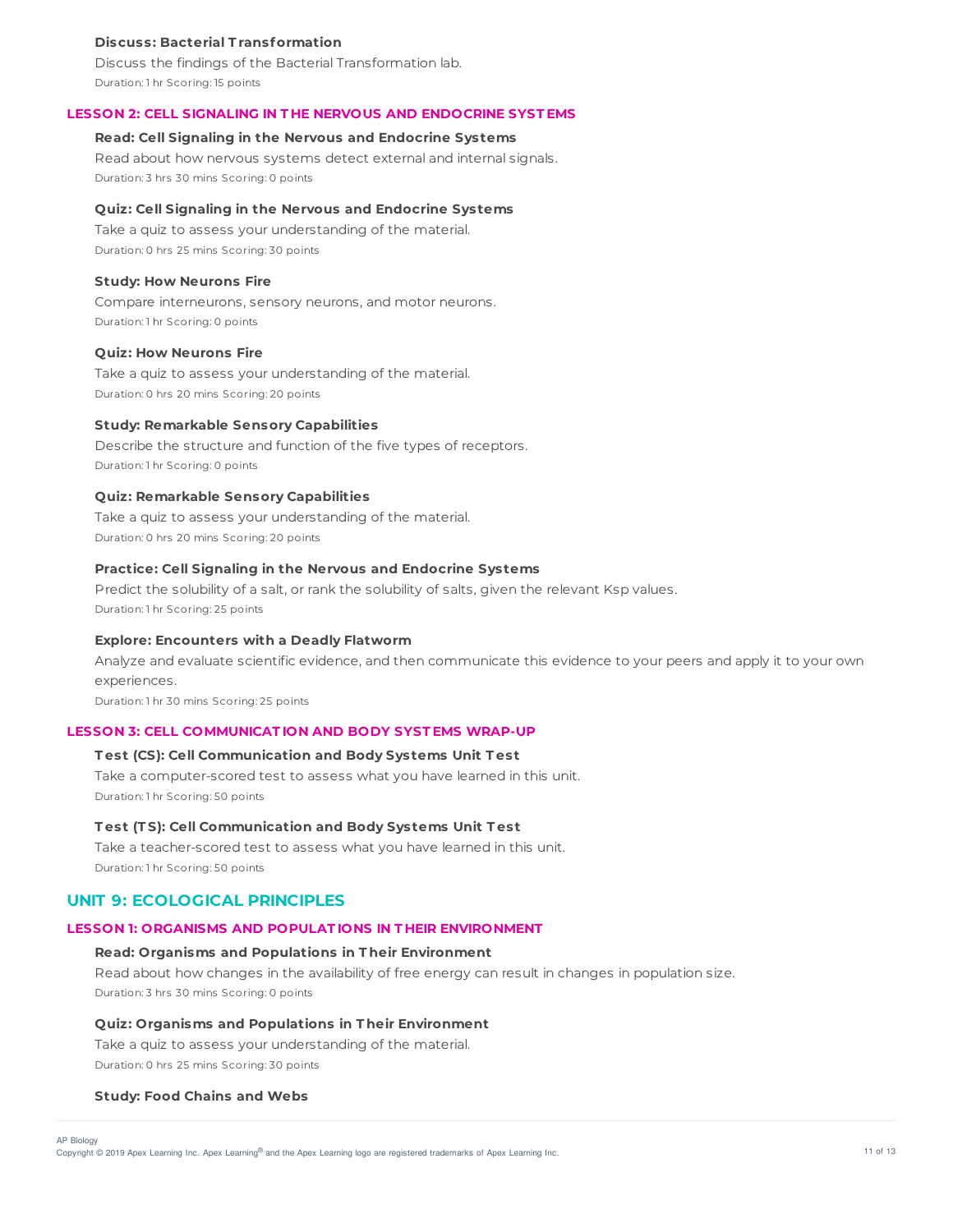**Discuss: Bacterial Transformation**

Discuss the findings of the Bacterial Transformation lab.

Duration: 1 hr Scoring: 15 points

### LESSON 2: CELL SIGNALING IN THE NERVOUS AND ENDOCRINE SYSTEMS

**Read: Cell Signaling in the Nervous and Endocrine Systems**

Read about how nervous systems detect external and internal signals.

Duration: 3 hrs 30 mins Scoring: 0 points

**Quiz: Cell Signaling in the Nervous and Endocrine Systems**

Take a quiz to assess your understanding of the material.

Duration: 0 hrs 25 mins Scoring: 30 points

**Study: How Neurons Fire**

Compare interneurons, sensory neurons, and motor neurons.

Duration: 1 hr Scoring: 0 points

**Quiz: How Neurons Fire**

Take a quiz to assess your understanding of the material.

Duration: 0 hrs 20 mins Scoring: 20 points

**Study: Remarkable Sensory Capabilities**

Describe the structure and function of the five types of receptors.

Duration: 1 hr Scoring: 0 points

**Quiz: Remarkable Sensory Capabilities**

Take a quiz to assess your understanding of the material.

Duration: 0 hrs 20 mins Scoring: 20 points

**Practice: Cell Signaling in the Nervous and Endocrine Systems**

Predict the solubility of a salt, or rank the solubility of salts, given the relevant Ksp values.

Duration: 1 hr Scoring: 25 points

**Explore: Encounters with a Deadly Flatworm**

Analyze and evaluate scientific evidence, and then communicate this evidence to your peers and apply it to your own experiences.

Duration: 1 hr 30 mins Scoring: 25 points

### LESSON 3: CELL COMMUNICATION AND BODY SYSTEMS WRAP-UP

**Test (CS): Cell Communication and Body Systems Unit Test**

Take a computer-scored test to assess what you have learned in this unit.

Duration: 1 hr Scoring: 50 points

**Test (TS): Cell Communication and Body Systems Unit Test**

Take a teacher-scored test to assess what you have learned in this unit.

Duration: 1 hr Scoring: 50 points

## UNIT 9: ECOLOGICAL PRINCIPLES

### LESSON 1: ORGANISMS AND POPULATIONS IN THEIR ENVIRONMENT

**Read: Organisms and Populations in Their Environment**

Read about how changes in the availability of free energy can result in changes in population size.

Duration: 3 hrs 30 mins Scoring: 0 points

**Quiz: Organisms and Populations in Their Environment**

Take a quiz to assess your understanding of the material.

Duration: 0 hrs 25 mins Scoring: 30 points

**Study: Food Chains and Webs**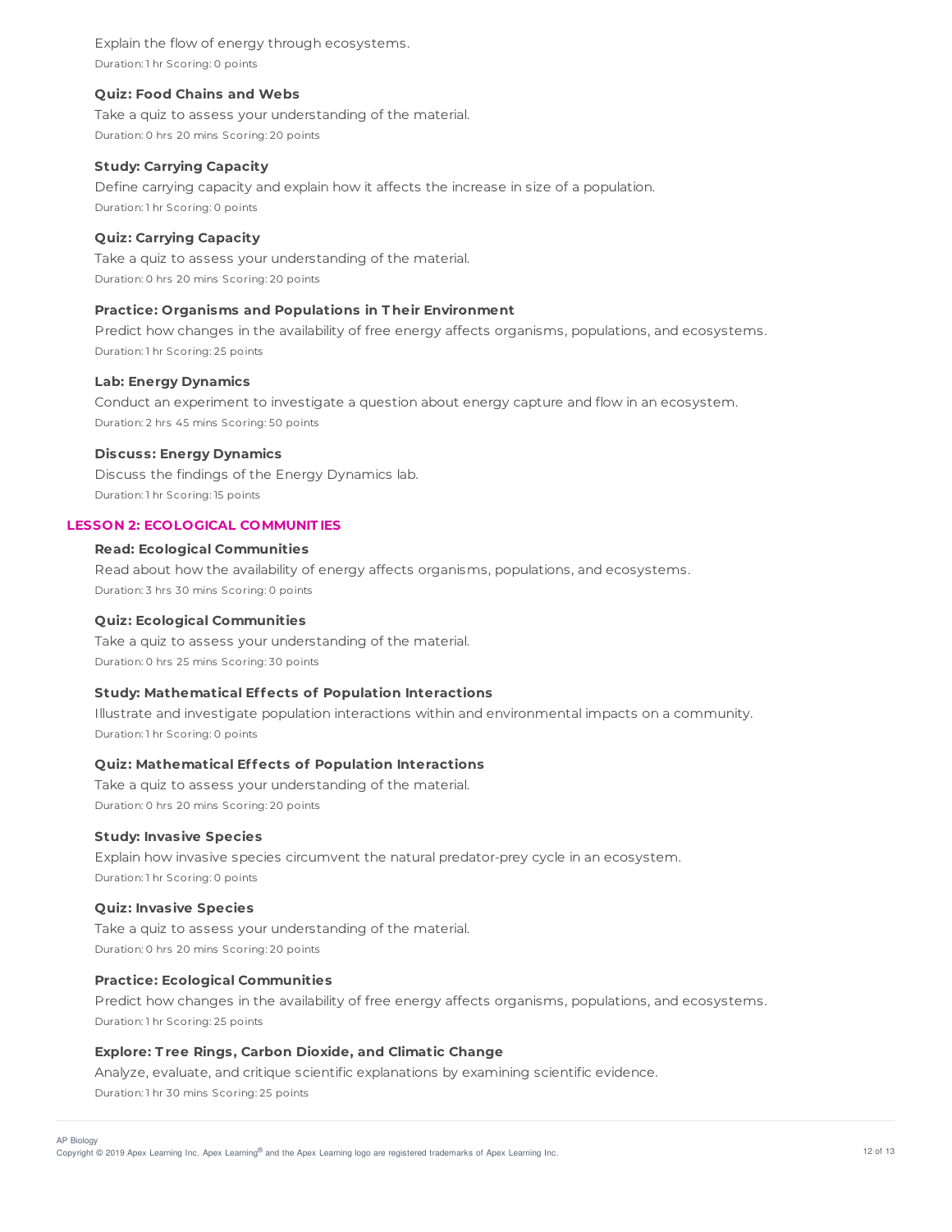Explain the flow of energy through ecosystems.

Duration: 1 hr Scoring: 0 points

**Quiz: Food Chains and Webs**

Take a quiz to assess your understanding of the material.

Duration: 0 hrs 20 mins Scoring: 20 points

**Study: Carrying Capacity**

Define carrying capacity and explain how it affects the increase in size of a population.

Duration: 1 hr Scoring: 0 points

**Quiz: Carrying Capacity**

Take a quiz to assess your understanding of the material.

Duration: 0 hrs 20 mins Scoring: 20 points

**Practice: Organisms and Populations in Their Environment**

Predict how changes in the availability of free energy affects organisms, populations, and ecosystems.

Duration: 1 hr Scoring: 25 points

**Lab: Energy Dynamics**

Conduct an experiment to investigate a question about energy capture and flow in an ecosystem.

Duration: 2 hrs 45 mins Scoring: 50 points

**Discuss: Energy Dynamics**

Discuss the findings of the Energy Dynamics lab.

Duration: 1 hr Scoring: 15 points

## LESSON 2: ECOLOGICAL COMMUNITIES

**Read: Ecological Communities**

Read about how the availability of energy affects organisms, populations, and ecosystems.

Duration: 3 hrs 30 mins Scoring: 0 points

**Quiz: Ecological Communities**

Take a quiz to assess your understanding of the material.

Duration: 0 hrs 25 mins Scoring: 30 points

**Study: Mathematical Effects of Population Interactions**

Illustrate and investigate population interactions within and environmental impacts on a community.

Duration: 1 hr Scoring: 0 points

**Quiz: Mathematical Effects of Population Interactions**

Take a quiz to assess your understanding of the material.

Duration: 0 hrs 20 mins Scoring: 20 points

**Study: Invasive Species**

Explain how invasive species circumvent the natural predator-prey cycle in an ecosystem.

Duration: 1 hr Scoring: 0 points

**Quiz: Invasive Species**

Take a quiz to assess your understanding of the material.

Duration: 0 hrs 20 mins Scoring: 20 points

**Practice: Ecological Communities**

Predict how changes in the availability of free energy affects organisms, populations, and ecosystems.

Duration: 1 hr Scoring: 25 points

**Explore: Tree Rings, Carbon Dioxide, and Climatic Change**

Analyze, evaluate, and critique scientific explanations by examining scientific evidence.

Duration: 1 hr 30 mins Scoring: 25 points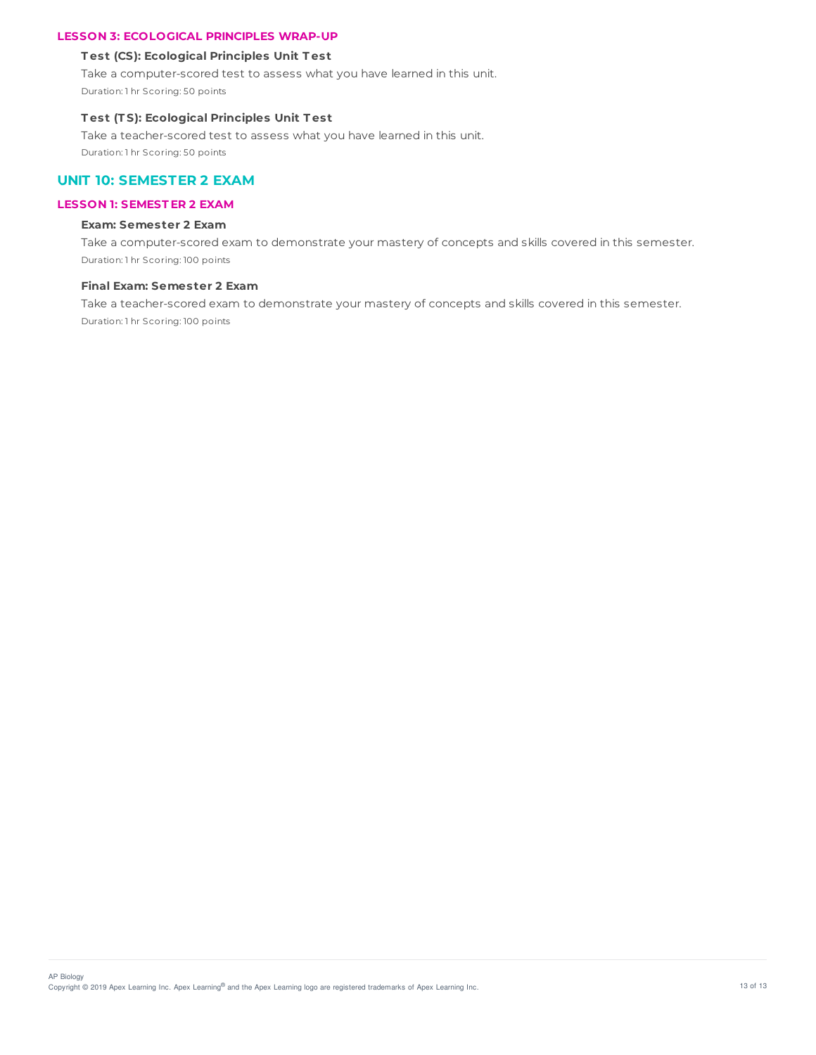### LESSON 3: ECOLOGICAL PRINCIPLES WRAP-UP

**Test (CS): Ecological Principles Unit Test**

Take a computer-scored test to assess what you have learned in this unit.

Duration: 1 hr Scoring: 50 points

**Test (TS): Ecological Principles Unit Test**

Take a teacher-scored test to assess what you have learned in this unit.

Duration: 1 hr Scoring: 50 points

## UNIT 10: SEMESTER 2 EXAM

### LESSON 1: SEMESTER 2 EXAM

**Exam: Semester 2 Exam**

Take a computer-scored exam to demonstrate your mastery of concepts and skills covered in this semester.

Duration: 1 hr Scoring: 100 points

**Final Exam: Semester 2 Exam**

Take a teacher-scored exam to demonstrate your mastery of concepts and skills covered in this semester.

Duration: 1 hr Scoring: 100 points